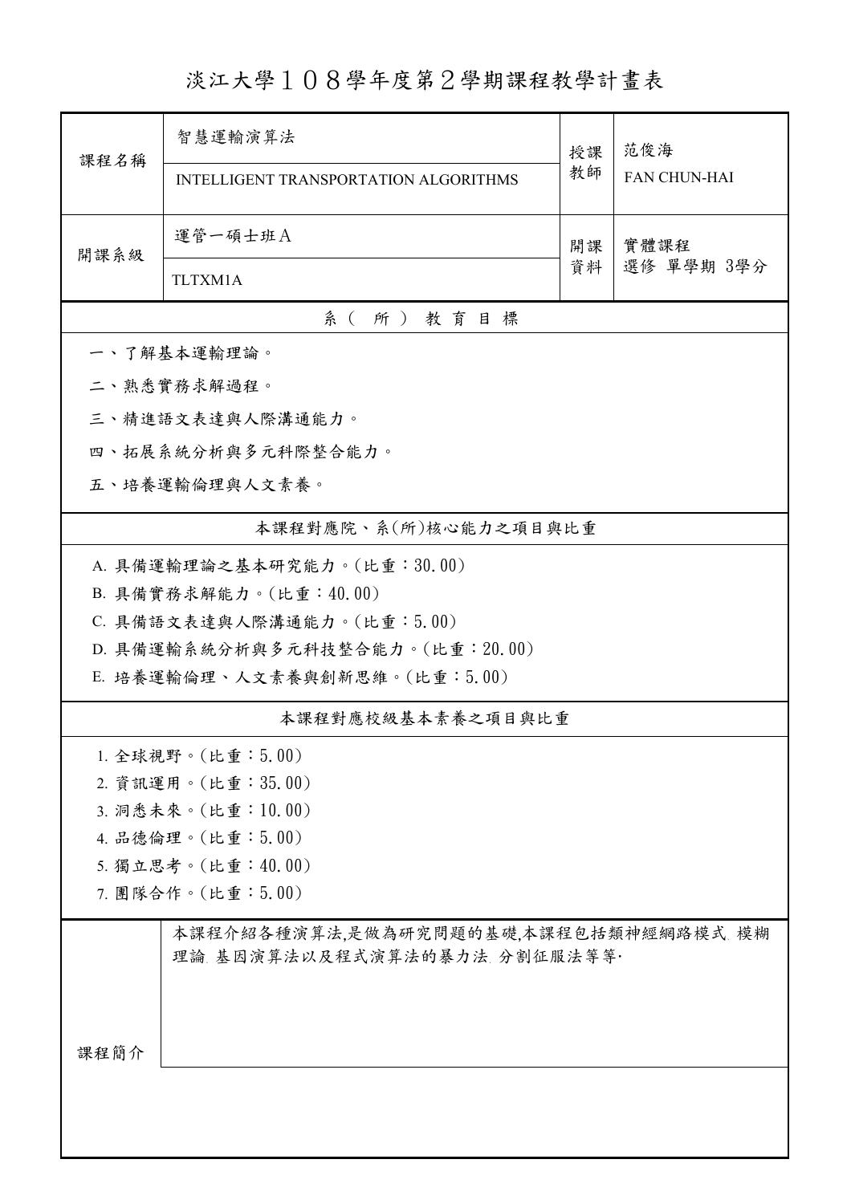# 淡江大學１０８學年度第２學期課程教學計畫表

| 課程名稱 | 智慧運輸演算法 | 授課教師 | 范俊海 |
| --- | --- | --- | --- |
| | INTELLIGENT TRANSPORTATION ALGORITHMS | | FAN CHUN-HAI |
| 開課系級 | 運管一碩士班Ａ | 開課資料 | 實體課程<br>選修 單學期 3學分 |
| | TLTXM1A | | |

## 系（所）教育目標

一、了解基本運輸理論。

二、熟悉實務求解過程。

三、精進語文表達與人際溝通能力。

四、拓展系統分析與多元科際整合能力。

五、培養運輸倫理與人文素養。

## 本課程對應院、系(所)核心能力之項目與比重

A. 具備運輸理論之基本研究能力。(比重：30.00)

B. 具備實務求解能力。(比重：40.00)

C. 具備語文表達與人際溝通能力。(比重：5.00)

D. 具備運輸系統分析與多元科技整合能力。(比重：20.00)

E. 培養運輸倫理、人文素養與創新思維。(比重：5.00)

## 本課程對應校級基本素養之項目與比重

1. 全球視野。(比重：5.00)
2. 資訊運用。(比重：35.00)
3. 洞悉未來。(比重：10.00)
4. 品德倫理。(比重：5.00)
5. 獨立思考。(比重：40.00)
7. 團隊合作。(比重：5.00)

## 課程簡介

本課程介紹各種演算法,是做為研究問題的基礎,本課程包括類神經網路模式﹐模糊理論﹐基因演算法以及程式演算法的暴力法﹐分割征服法等等·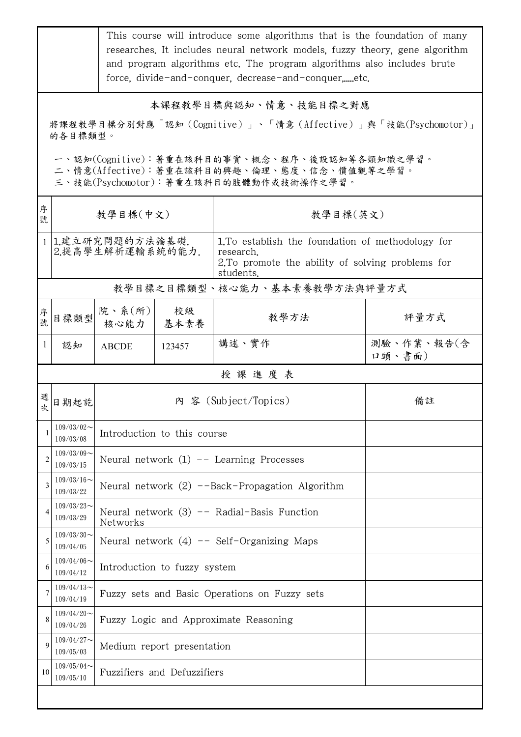| | This course will introduce some algorithms that is the foundation of many researches. It includes neural network models, fuzzy theory, gene algorithm and program algorithms etc. The program algorithms also includes brute force, divide-and-conquer, decrease-and-conquer,.....etc. |
|---|---|

## 本課程教學目標與認知、情意、技能目標之對應

將課程教學目標分別對應「認知（Cognitive）」、「情意（Affective）」與「技能(Psychomotor)」的各目標類型。

一、認知(Cognitive)：著重在該科目的事實、概念、程序、後設認知等各類知識之學習。
二、情意(Affective)：著重在該科目的興趣、倫理、態度、信念、價值觀等之學習。
三、技能(Psychomotor)：著重在該科目的肢體動作或技術操作之學習。

| 序號 | 教學目標(中文) | 教學目標(英文) |
|---|---|---|
| 1 | 1.建立研究問題的方法論基礎.<br>2.提高學生解析運輸系統的能力. | 1.To establish the foundation of methodology for research.<br>2.To promote the ability of solving problems for students. |

## 教學目標之目標類型、核心能力、基本素養教學方法與評量方式

| 序號 | 目標類型 | 院、系(所)核心能力 | 校級基本素養 | 教學方法 | 評量方式 |
|---|---|---|---|---|---|
| 1 | 認知 | ABCDE | 123457 | 講述、實作 | 測驗、作業、報告(含口頭、書面) |

## 授 課 進 度 表

| 週次 | 日期起訖 | 內 容 (Subject/Topics) | 備註 |
|---|---|---|---|
| 1 | 109/03/02～109/03/08 | Introduction to this course | |
| 2 | 109/03/09～109/03/15 | Neural network (1) -- Learning Processes | |
| 3 | 109/03/16～109/03/22 | Neural network (2) --Back-Propagation Algorithm | |
| 4 | 109/03/23～109/03/29 | Neural network (3) -- Radial-Basis Function Networks | |
| 5 | 109/03/30～109/04/05 | Neural network (4) -- Self-Organizing Maps | |
| 6 | 109/04/06～109/04/12 | Introduction to fuzzy system | |
| 7 | 109/04/13～109/04/19 | Fuzzy sets and Basic Operations on Fuzzy sets | |
| 8 | 109/04/20～109/04/26 | Fuzzy Logic and Approximate Reasoning | |
| 9 | 109/04/27～109/05/03 | Medium report presentation | |
| 10 | 109/05/04～109/05/10 | Fuzzifiers and Defuzzifiers | |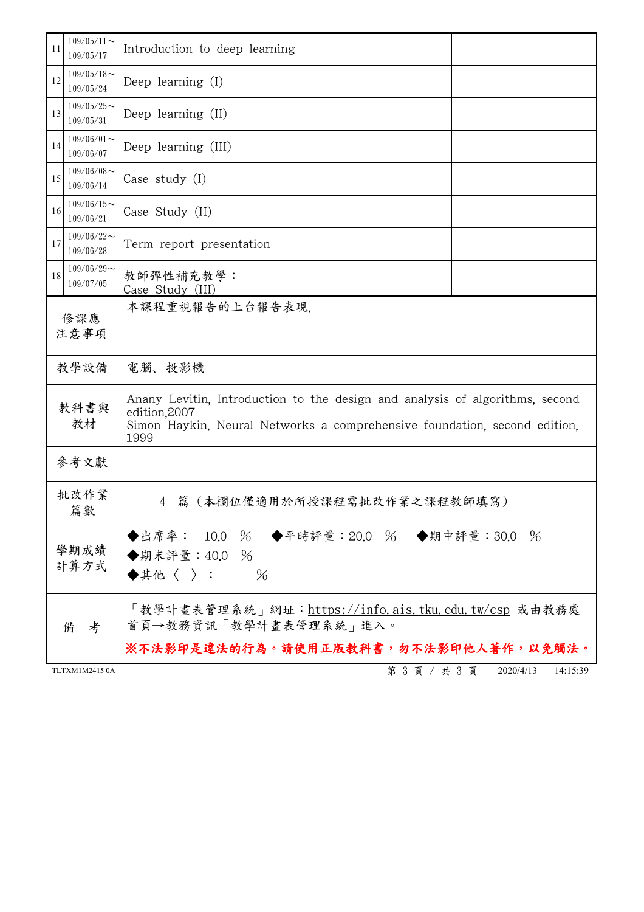| | | | |
|---|---|---|---|
| 11 | 109/05/11～<br>109/05/17 | Introduction to deep learning | |
| 12 | 109/05/18～<br>109/05/24 | Deep learning (I) | |
| 13 | 109/05/25～<br>109/05/31 | Deep learning (II) | |
| 14 | 109/06/01～<br>109/06/07 | Deep learning (III) | |
| 15 | 109/06/08～<br>109/06/14 | Case study (I) | |
| 16 | 109/06/15～<br>109/06/21 | Case Study (II) | |
| 17 | 109/06/22～<br>109/06/28 | Term report presentation | |
| 18 | 109/06/29～<br>109/07/05 | 教師彈性補充教學：<br>Case Study (III) | |

| | |
|---|---|
| 修課應注意事項 | 本課程重視報告的上台報告表現. |
| 教學設備 | 電腦、投影機 |
| 教科書與教材 | Anany Levitin, Introduction to the design and analysis of algorithms, second edition,2007<br>Simon Haykin, Neural Networks a comprehensive foundation, second edition, 1999 |
| 參考文獻 | |
| 批改作業篇數 | 4 篇（本欄位僅適用於所授課程需批改作業之課程教師填寫） |
| 學期成績計算方式 | ◆出席率： 10.0 ％ ◆平時評量：20.0 ％ ◆期中評量：30.0 ％<br>◆期末評量：40.0 ％<br>◆其他〈 〉： ％ |
| 備 考 | 「教學計畫表管理系統」網址：https://info.ais.tku.edu.tw/csp 或由教務處首頁→教務資訊「教學計畫表管理系統」進入。<br>**※不法影印是違法的行為。請使用正版教科書，勿不法影印他人著作，以免觸法。** |

TLTXM1M2415 0A 2020/4/13 14:15:39